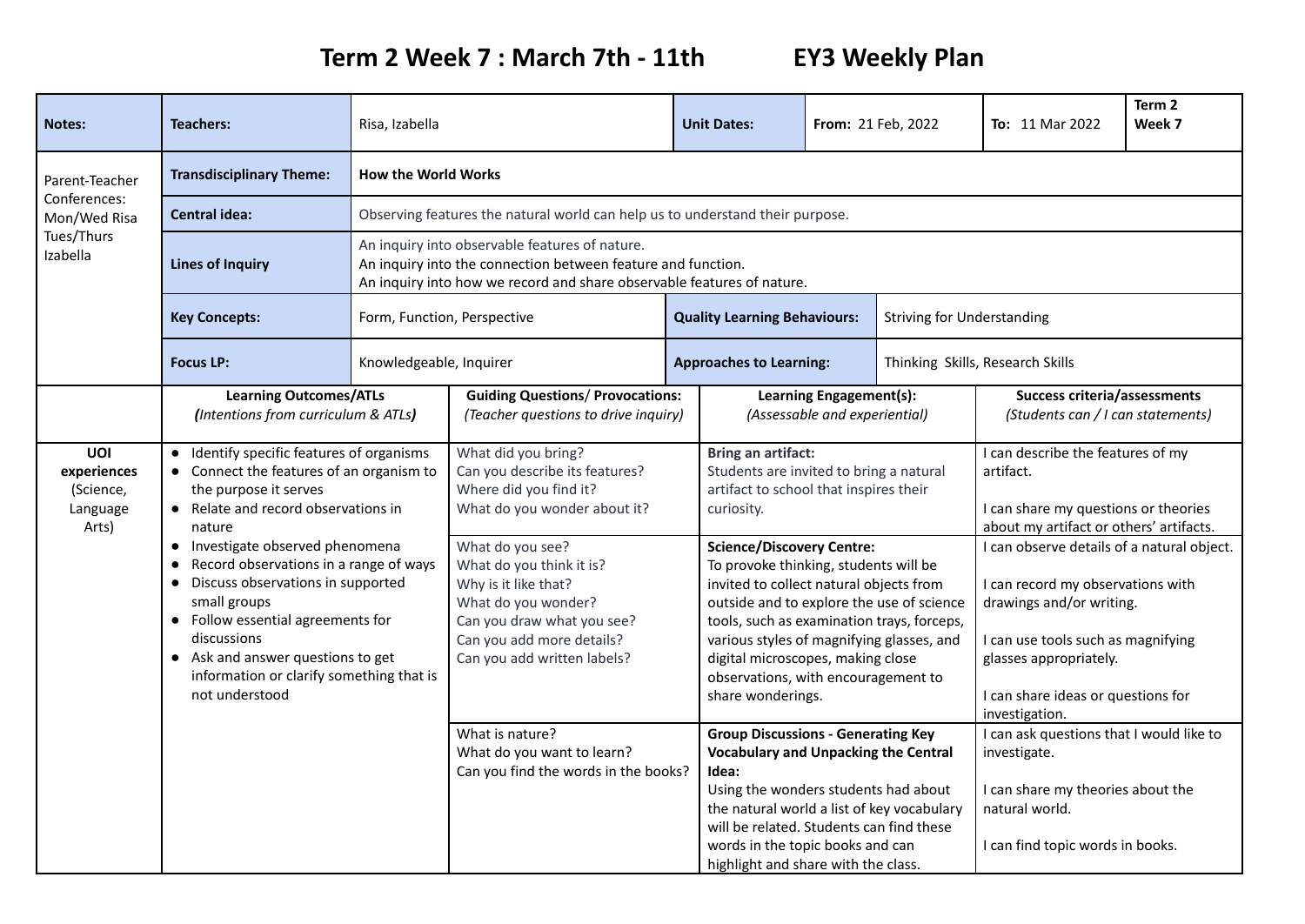# Term 2 Week 7 : March 7th - 11th EY3 Weekly Plan

| Notes: | Teachers: | Risa, Izabella | Unit Dates: | From: 21 Feb, 2022 | To: 11 Mar 2022 | Term 2 Week 7 |
|---|---|---|---|---|---|---|
| Parent-Teacher Conferences: Mon/Wed Risa Tues/Thurs Izabella | **Transdisciplinary Theme:** | **How the World Works** | | | | |
| | **Central idea:** | Observing features the natural world can help us to understand their purpose. | | | | |
| | **Lines of Inquiry** | An inquiry into observable features of nature.<br>An inquiry into the connection between feature and function.<br>An inquiry into how we record and share observable features of nature. | | | | |
| | **Key Concepts:** | Form, Function, Perspective | **Quality Learning Behaviours:** | Striving for Understanding | | |
| | **Focus LP:** | Knowledgeable, Inquirer | **Approaches to Learning:** | Thinking Skills, Research Skills | | |

| | Learning Outcomes/ATLs *(Intentions from curriculum & ATLs)* | Guiding Questions/ Provocations: *(Teacher questions to drive inquiry)* | Learning Engagement(s): *(Assessable and experiential)* | Success criteria/assessments *(Students can / I can statements)* |
|---|---|---|---|---|
| **UOI experiences** (Science, Language Arts) | • Identify specific features of organisms<br>• Connect the features of an organism to the purpose it serves<br>• Relate and record observations in nature<br>• Investigate observed phenomena<br>• Record observations in a range of ways<br>• Discuss observations in supported small groups<br>• Follow essential agreements for discussions<br>• Ask and answer questions to get information or clarify something that is not understood | What did you bring?<br>Can you describe its features?<br>Where did you find it?<br>What do you wonder about it? | **Bring an artifact:**<br>Students are invited to bring a natural artifact to school that inspires their curiosity. | I can describe the features of my artifact.<br><br>I can share my questions or theories about my artifact or others' artifacts. |
| | | What do you see?<br>What do you think it is?<br>Why is it like that?<br>What do you wonder?<br>Can you draw what you see?<br>Can you add more details?<br>Can you add written labels? | **Science/Discovery Centre:**<br>To provoke thinking, students will be invited to collect natural objects from outside and to explore the use of science tools, such as examination trays, forceps, various styles of magnifying glasses, and digital microscopes, making close observations, with encouragement to share wonderings. | I can observe details of a natural object.<br><br>I can record my observations with drawings and/or writing.<br><br>I can use tools such as magnifying glasses appropriately.<br><br>I can share ideas or questions for investigation. |
| | | What is nature?<br>What do you want to learn?<br>Can you find the words in the books? | **Group Discussions - Generating Key Vocabulary and Unpacking the Central Idea:**<br>Using the wonders students had about the natural world a list of key vocabulary will be related. Students can find these words in the topic books and can highlight and share with the class. | I can ask questions that I would like to investigate.<br><br>I can share my theories about the natural world.<br><br>I can find topic words in books. |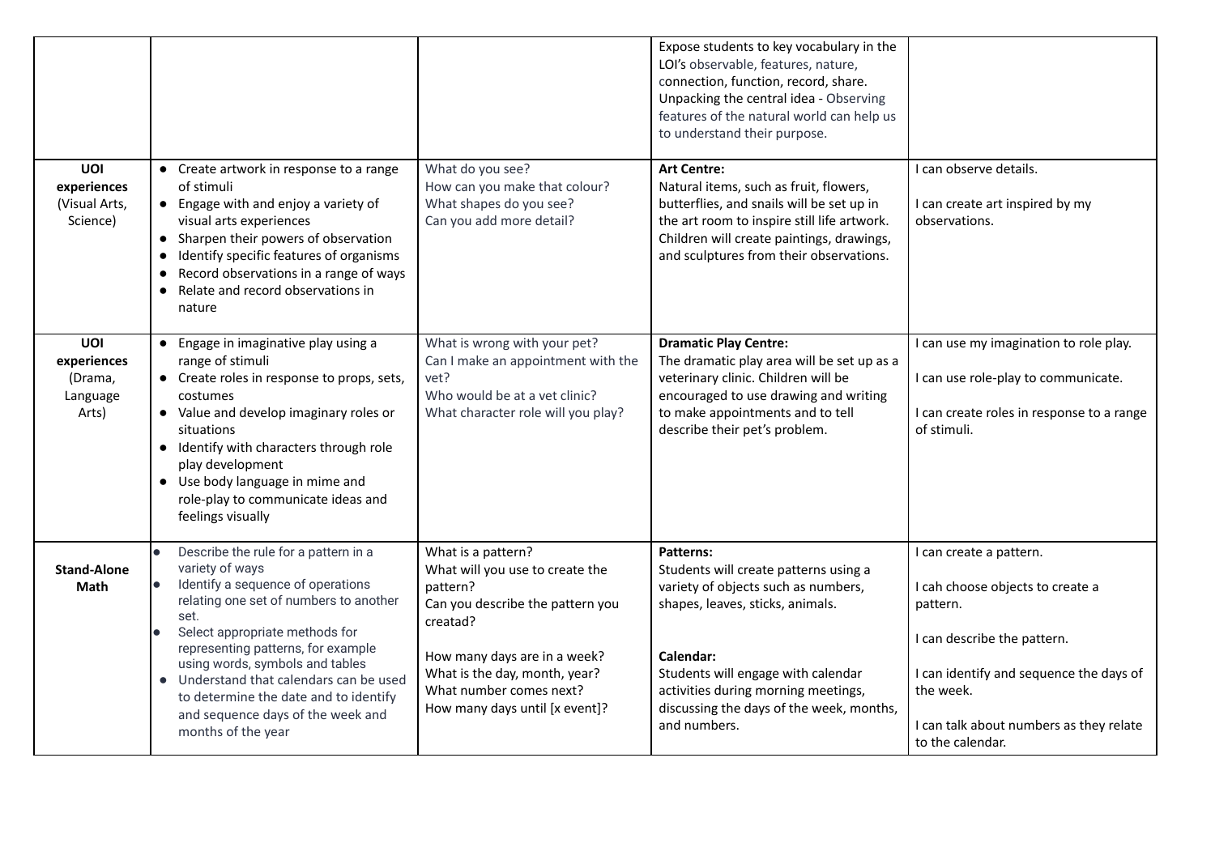| | | | | |
|---|---|---|---|---|
| | | | Expose students to key vocabulary in the LOI's observable, features, nature, connection, function, record, share.<br>Unpacking the central idea - Observing features of the natural world can help us to understand their purpose. | |
| **UOI experiences** (Visual Arts, Science) | • Create artwork in response to a range of stimuli<br>• Engage with and enjoy a variety of visual arts experiences<br>• Sharpen their powers of observation<br>• Identify specific features of organisms<br>• Record observations in a range of ways<br>• Relate and record observations in nature | What do you see?<br>How can you make that colour?<br>What shapes do you see?<br>Can you add more detail? | **Art Centre:**<br>Natural items, such as fruit, flowers, butterflies, and snails will be set up in the art room to inspire still life artwork. Children will create paintings, drawings, and sculptures from their observations. | I can observe details.<br><br>I can create art inspired by my observations. |
| **UOI experiences** (Drama, Language Arts) | • Engage in imaginative play using a range of stimuli<br>• Create roles in response to props, sets, costumes<br>• Value and develop imaginary roles or situations<br>• Identify with characters through role play development<br>• Use body language in mime and role-play to communicate ideas and feelings visually | What is wrong with your pet?<br>Can I make an appointment with the vet?<br>Who would be at a vet clinic?<br>What character role will you play? | **Dramatic Play Centre:**<br>The dramatic play area will be set up as a veterinary clinic. Children will be encouraged to use drawing and writing to make appointments and to tell describe their pet's problem. | I can use my imagination to role play.<br><br>I can use role-play to communicate.<br><br>I can create roles in response to a range of stimuli. |
| **Stand-Alone Math** | • Describe the rule for a pattern in a variety of ways<br>• Identify a sequence of operations relating one set of numbers to another set.<br>• Select appropriate methods for representing patterns, for example using words, symbols and tables<br>• Understand that calendars can be used to determine the date and to identify and sequence days of the week and months of the year | What is a pattern?<br>What will you use to create the pattern?<br>Can you describe the pattern you creatad?<br><br>How many days are in a week?<br>What is the day, month, year?<br>What number comes next?<br>How many days until [x event]? | **Patterns:**<br>Students will create patterns using a variety of objects such as numbers, shapes, leaves, sticks, animals.<br><br>**Calendar:**<br>Students will engage with calendar activities during morning meetings, discussing the days of the week, months, and numbers. | I can create a pattern.<br><br>I cah choose objects to create a pattern.<br><br>I can describe the pattern.<br><br>I can identify and sequence the days of the week.<br><br>I can talk about numbers as they relate to the calendar. |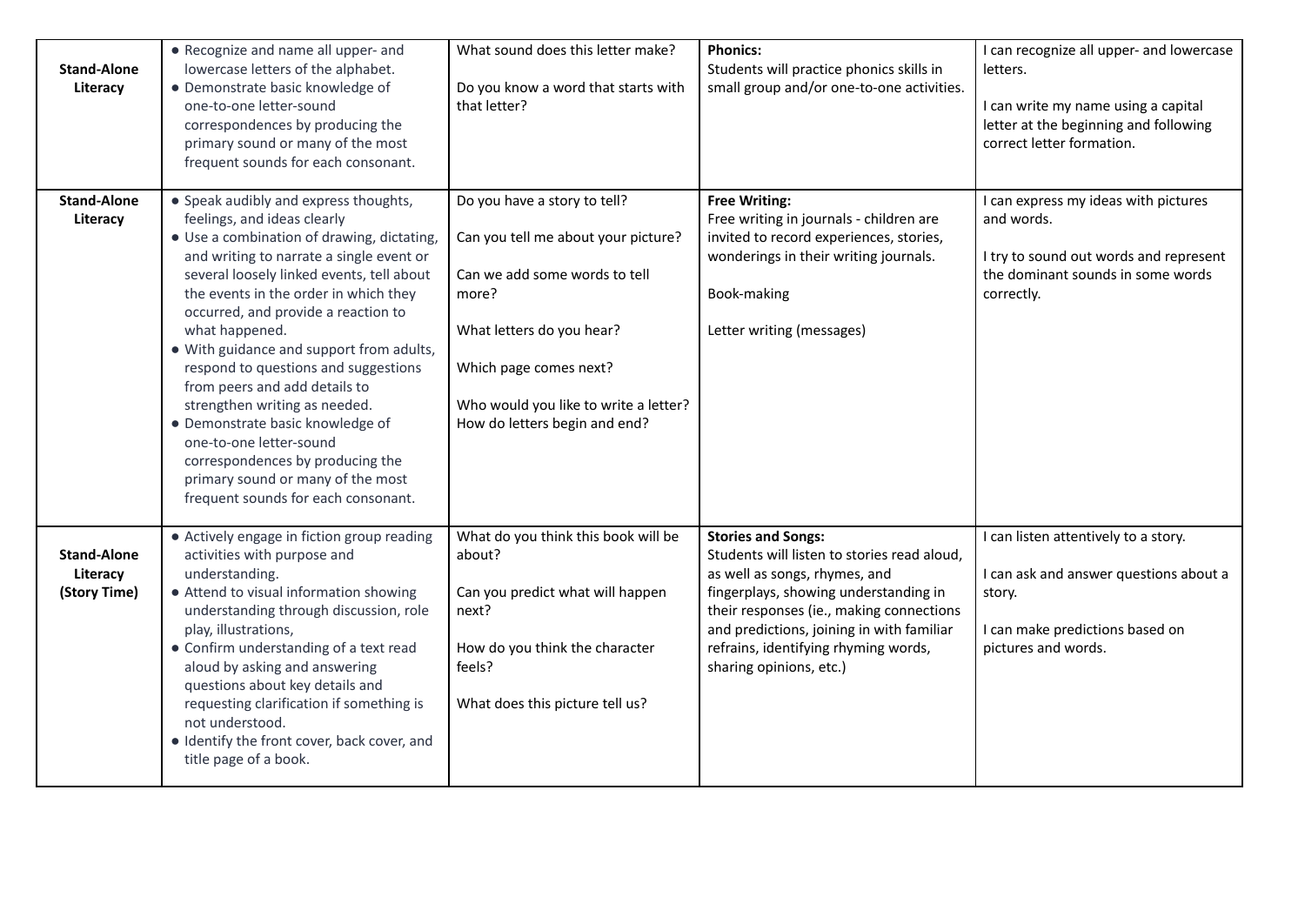| | | | | |
|---|---|---|---|---|
| **Stand-Alone Literacy** | • Recognize and name all upper- and lowercase letters of the alphabet.<br>• Demonstrate basic knowledge of one-to-one letter-sound correspondences by producing the primary sound or many of the most frequent sounds for each consonant. | What sound does this letter make?<br><br>Do you know a word that starts with that letter? | **Phonics:**<br>Students will practice phonics skills in small group and/or one-to-one activities. | I can recognize all upper- and lowercase letters.<br><br>I can write my name using a capital letter at the beginning and following correct letter formation. |
| **Stand-Alone Literacy** | • Speak audibly and express thoughts, feelings, and ideas clearly<br>• Use a combination of drawing, dictating, and writing to narrate a single event or several loosely linked events, tell about the events in the order in which they occurred, and provide a reaction to what happened.<br>• With guidance and support from adults, respond to questions and suggestions from peers and add details to strengthen writing as needed.<br>• Demonstrate basic knowledge of one-to-one letter-sound correspondences by producing the primary sound or many of the most frequent sounds for each consonant. | Do you have a story to tell?<br><br>Can you tell me about your picture?<br><br>Can we add some words to tell more?<br><br>What letters do you hear?<br><br>Which page comes next?<br><br>Who would you like to write a letter? How do letters begin and end? | **Free Writing:**<br>Free writing in journals - children are invited to record experiences, stories, wonderings in their writing journals.<br><br>Book-making<br><br>Letter writing (messages) | I can express my ideas with pictures and words.<br><br>I try to sound out words and represent the dominant sounds in some words correctly. |
| **Stand-Alone Literacy (Story Time)** | • Actively engage in fiction group reading activities with purpose and understanding.<br>• Attend to visual information showing understanding through discussion, role play, illustrations,<br>• Confirm understanding of a text read aloud by asking and answering questions about key details and requesting clarification if something is not understood.<br>• Identify the front cover, back cover, and title page of a book. | What do you think this book will be about?<br><br>Can you predict what will happen next?<br><br>How do you think the character feels?<br><br>What does this picture tell us? | **Stories and Songs:**<br>Students will listen to stories read aloud, as well as songs, rhymes, and fingerplays, showing understanding in their responses (ie., making connections and predictions, joining in with familiar refrains, identifying rhyming words, sharing opinions, etc.) | I can listen attentively to a story.<br><br>I can ask and answer questions about a story.<br><br>I can make predictions based on pictures and words. |